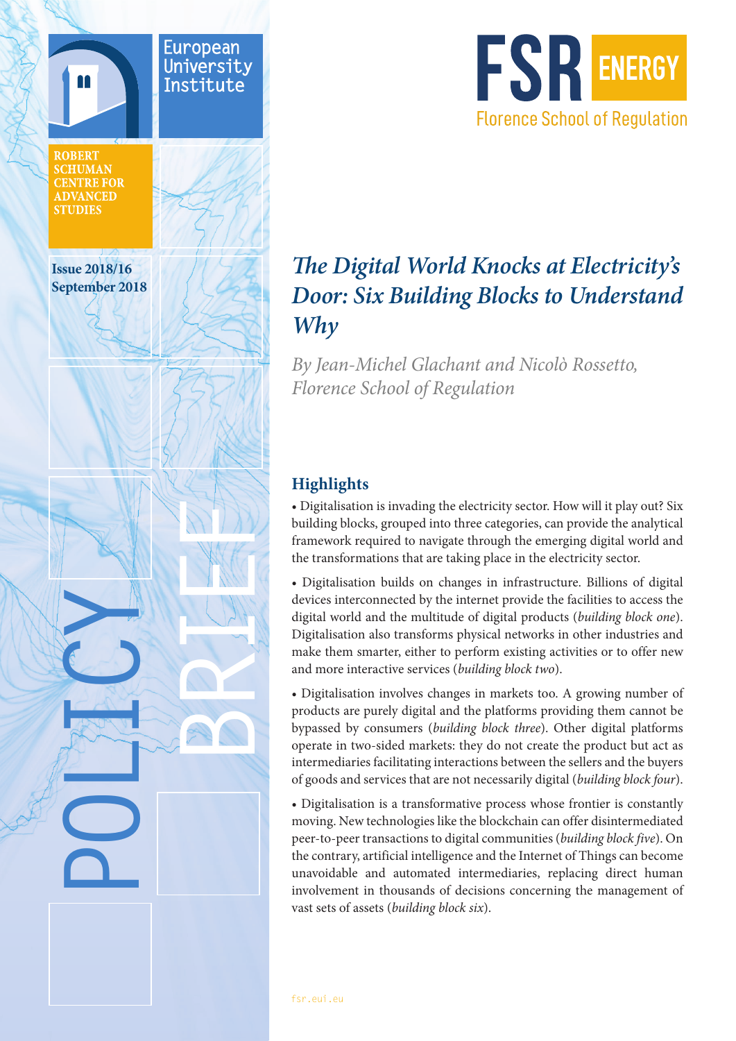European University Institute

ROBERT SCHUMAN CENTRE FOR ADVANCED STUDIES

Issue 2018/16
September 2018

POLICY BRIEF

FSR ENERGY
Florence School of Regulation

# *The Digital World Knocks at Electricity's Door: Six Building Blocks to Understand Why*

*By Jean-Michel Glachant and Nicolò Rossetto, Florence School of Regulation*

## Highlights

- Digitalisation is invading the electricity sector. How will it play out? Six building blocks, grouped into three categories, can provide the analytical framework required to navigate through the emerging digital world and the transformations that are taking place in the electricity sector.
- Digitalisation builds on changes in infrastructure. Billions of digital devices interconnected by the internet provide the facilities to access the digital world and the multitude of digital products (*building block one*). Digitalisation also transforms physical networks in other industries and make them smarter, either to perform existing activities or to offer new and more interactive services (*building block two*).
- Digitalisation involves changes in markets too. A growing number of products are purely digital and the platforms providing them cannot be bypassed by consumers (*building block three*). Other digital platforms operate in two-sided markets: they do not create the product but act as intermediaries facilitating interactions between the sellers and the buyers of goods and services that are not necessarily digital (*building block four*).
- Digitalisation is a transformative process whose frontier is constantly moving. New technologies like the blockchain can offer disintermediated peer-to-peer transactions to digital communities (*building block five*). On the contrary, artificial intelligence and the Internet of Things can become unavoidable and automated intermediaries, replacing direct human involvement in thousands of decisions concerning the management of vast sets of assets (*building block six*).

fsr.eui.eu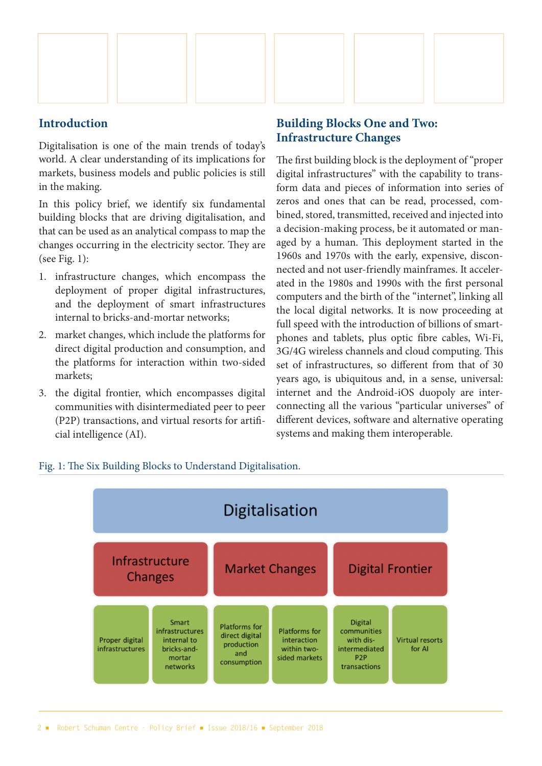## Introduction

Digitalisation is one of the main trends of today's world. A clear understanding of its implications for markets, business models and public policies is still in the making.

In this policy brief, we identify six fundamental building blocks that are driving digitalisation, and that can be used as an analytical compass to map the changes occurring in the electricity sector. They are (see Fig. 1):

1. infrastructure changes, which encompass the deployment of proper digital infrastructures, and the deployment of smart infrastructures internal to bricks-and-mortar networks;
2. market changes, which include the platforms for direct digital production and consumption, and the platforms for interaction within two-sided markets;
3. the digital frontier, which encompasses digital communities with disintermediated peer to peer (P2P) transactions, and virtual resorts for artificial intelligence (AI).

## Building Blocks One and Two: Infrastructure Changes

The first building block is the deployment of "proper digital infrastructures" with the capability to transform data and pieces of information into series of zeros and ones that can be read, processed, combined, stored, transmitted, received and injected into a decision-making process, be it automated or managed by a human. This deployment started in the 1960s and 1970s with the early, expensive, disconnected and not user-friendly mainframes. It accelerated in the 1980s and 1990s with the first personal computers and the birth of the "internet", linking all the local digital networks. It is now proceeding at full speed with the introduction of billions of smartphones and tablets, plus optic fibre cables, Wi-Fi, 3G/4G wireless channels and cloud computing. This set of infrastructures, so different from that of 30 years ago, is ubiquitous and, in a sense, universal: internet and the Android-iOS duopoly are interconnecting all the various "particular universes" of different devices, software and alternative operating systems and making them interoperable.

Fig. 1: The Six Building Blocks to Understand Digitalisation.

| Digitalisation | | | | | |
|---|---|---|---|---|---|
| Infrastructure Changes | | Market Changes | | Digital Frontier | |
| Proper digital infrastructures | Smart infrastructures internal to bricks-and-mortar networks | Platforms for direct digital production and consumption | Platforms for interaction within two-sided markets | Digital communities with dis-intermediated P2P transactions | Virtual resorts for AI |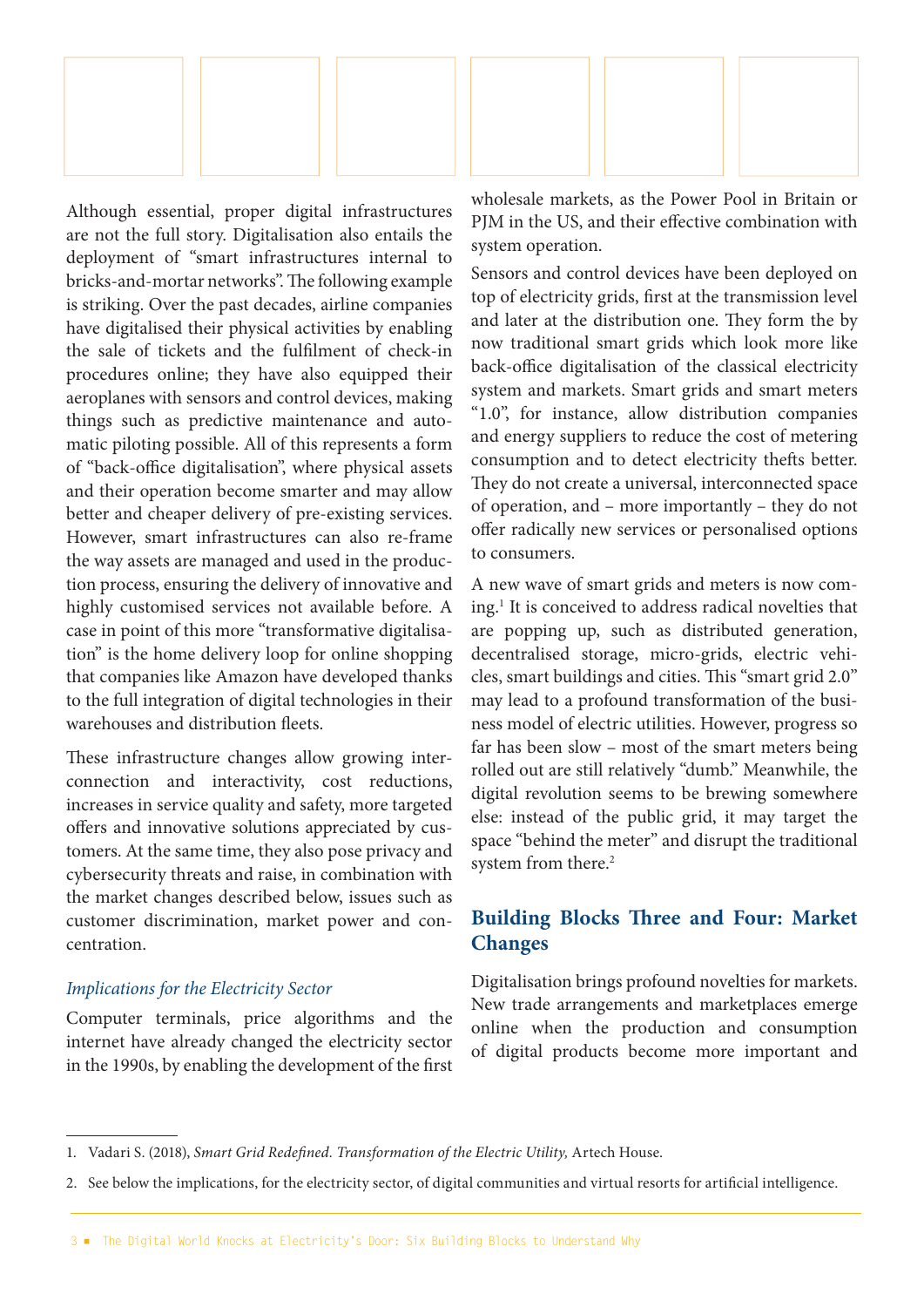Although essential, proper digital infrastructures are not the full story. Digitalisation also entails the deployment of "smart infrastructures internal to bricks-and-mortar networks". The following example is striking. Over the past decades, airline companies have digitalised their physical activities by enabling the sale of tickets and the fulfilment of check-in procedures online; they have also equipped their aeroplanes with sensors and control devices, making things such as predictive maintenance and automatic piloting possible. All of this represents a form of "back-office digitalisation", where physical assets and their operation become smarter and may allow better and cheaper delivery of pre-existing services. However, smart infrastructures can also re-frame the way assets are managed and used in the production process, ensuring the delivery of innovative and highly customised services not available before. A case in point of this more "transformative digitalisation" is the home delivery loop for online shopping that companies like Amazon have developed thanks to the full integration of digital technologies in their warehouses and distribution fleets.

These infrastructure changes allow growing interconnection and interactivity, cost reductions, increases in service quality and safety, more targeted offers and innovative solutions appreciated by customers. At the same time, they also pose privacy and cybersecurity threats and raise, in combination with the market changes described below, issues such as customer discrimination, market power and concentration.

*Implications for the Electricity Sector*

Computer terminals, price algorithms and the internet have already changed the electricity sector in the 1990s, by enabling the development of the first wholesale markets, as the Power Pool in Britain or PJM in the US, and their effective combination with system operation.

Sensors and control devices have been deployed on top of electricity grids, first at the transmission level and later at the distribution one. They form the by now traditional smart grids which look more like back-office digitalisation of the classical electricity system and markets. Smart grids and smart meters "1.0", for instance, allow distribution companies and energy suppliers to reduce the cost of metering consumption and to detect electricity thefts better. They do not create a universal, interconnected space of operation, and – more importantly – they do not offer radically new services or personalised options to consumers.

A new wave of smart grids and meters is now coming.[1] It is conceived to address radical novelties that are popping up, such as distributed generation, decentralised storage, micro-grids, electric vehicles, smart buildings and cities. This "smart grid 2.0" may lead to a profound transformation of the business model of electric utilities. However, progress so far has been slow – most of the smart meters being rolled out are still relatively "dumb." Meanwhile, the digital revolution seems to be brewing somewhere else: instead of the public grid, it may target the space "behind the meter" and disrupt the traditional system from there.[2]

## Building Blocks Three and Four: Market Changes

Digitalisation brings profound novelties for markets. New trade arrangements and marketplaces emerge online when the production and consumption of digital products become more important and

1. Vadari S. (2018), *Smart Grid Redefined. Transformation of the Electric Utility,* Artech House.
2. See below the implications, for the electricity sector, of digital communities and virtual resorts for artificial intelligence.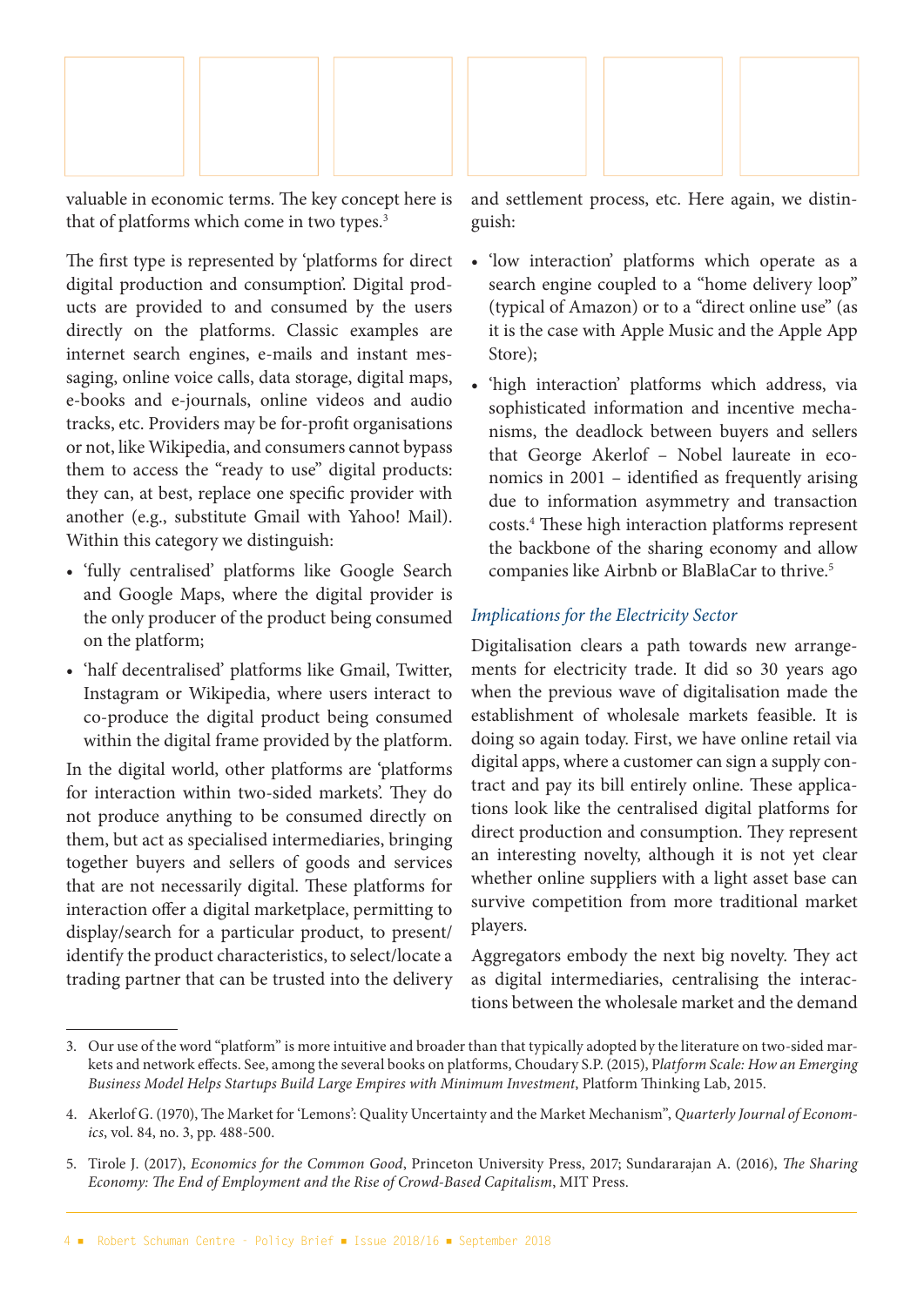valuable in economic terms. The key concept here is that of platforms which come in two types.[3]

The first type is represented by 'platforms for direct digital production and consumption'. Digital products are provided to and consumed by the users directly on the platforms. Classic examples are internet search engines, e-mails and instant messaging, online voice calls, data storage, digital maps, e-books and e-journals, online videos and audio tracks, etc. Providers may be for-profit organisations or not, like Wikipedia, and consumers cannot bypass them to access the "ready to use" digital products: they can, at best, replace one specific provider with another (e.g., substitute Gmail with Yahoo! Mail). Within this category we distinguish:

- 'fully centralised' platforms like Google Search and Google Maps, where the digital provider is the only producer of the product being consumed on the platform;
- 'half decentralised' platforms like Gmail, Twitter, Instagram or Wikipedia, where users interact to co-produce the digital product being consumed within the digital frame provided by the platform.

In the digital world, other platforms are 'platforms for interaction within two-sided markets'. They do not produce anything to be consumed directly on them, but act as specialised intermediaries, bringing together buyers and sellers of goods and services that are not necessarily digital. These platforms for interaction offer a digital marketplace, permitting to display/search for a particular product, to present/identify the product characteristics, to select/locate a trading partner that can be trusted into the delivery and settlement process, etc. Here again, we distinguish:

- 'low interaction' platforms which operate as a search engine coupled to a "home delivery loop" (typical of Amazon) or to a "direct online use" (as it is the case with Apple Music and the Apple App Store);
- 'high interaction' platforms which address, via sophisticated information and incentive mechanisms, the deadlock between buyers and sellers that George Akerlof – Nobel laureate in economics in 2001 – identified as frequently arising due to information asymmetry and transaction costs.[4] These high interaction platforms represent the backbone of the sharing economy and allow companies like Airbnb or BlaBlaCar to thrive.[5]

### *Implications for the Electricity Sector*

Digitalisation clears a path towards new arrangements for electricity trade. It did so 30 years ago when the previous wave of digitalisation made the establishment of wholesale markets feasible. It is doing so again today. First, we have online retail via digital apps, where a customer can sign a supply contract and pay its bill entirely online. These applications look like the centralised digital platforms for direct production and consumption. They represent an interesting novelty, although it is not yet clear whether online suppliers with a light asset base can survive competition from more traditional market players.

Aggregators embody the next big novelty. They act as digital intermediaries, centralising the interactions between the wholesale market and the demand

---

3. Our use of the word "platform" is more intuitive and broader than that typically adopted by the literature on two-sided markets and network effects. See, among the several books on platforms, Choudary S.P. (2015), P*latform Scale: How an Emerging Business Model Helps Startups Build Large Empires with Minimum Investment*, Platform Thinking Lab, 2015.

4. Akerlof G. (1970), The Market for 'Lemons': Quality Uncertainty and the Market Mechanism", *Quarterly Journal of Economics*, vol. 84, no. 3, pp. 488-500.

5. Tirole J. (2017), *Economics for the Common Good*, Princeton University Press, 2017; Sundararajan A. (2016), *The Sharing Economy: The End of Employment and the Rise of Crowd-Based Capitalism*, MIT Press.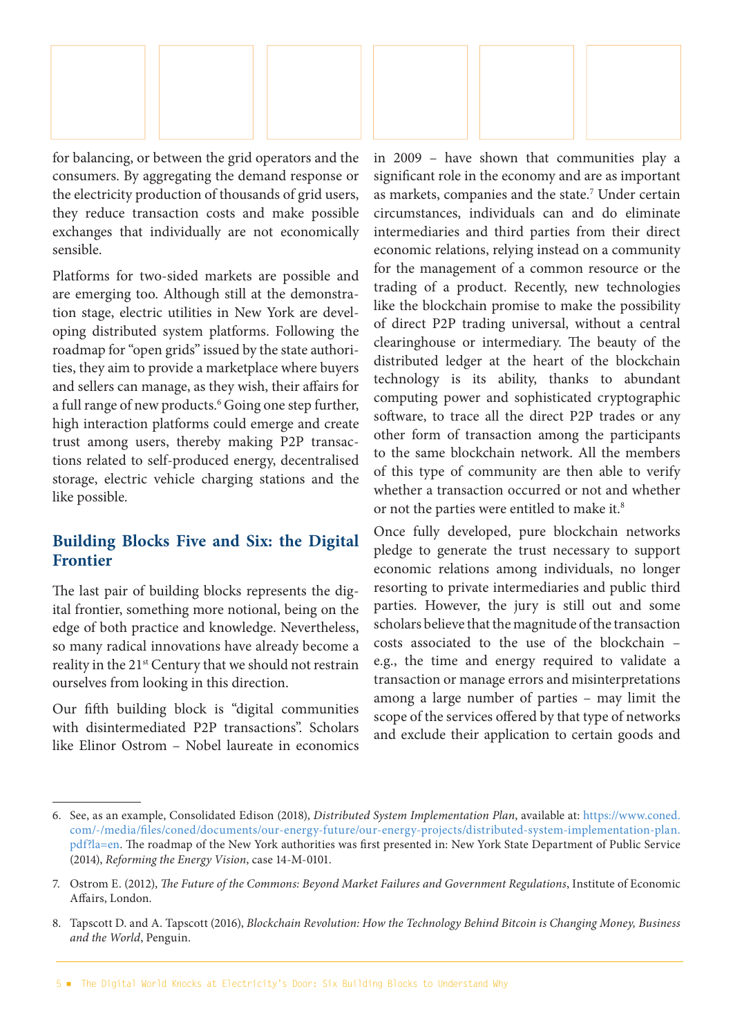for balancing, or between the grid operators and the consumers. By aggregating the demand response or the electricity production of thousands of grid users, they reduce transaction costs and make possible exchanges that individually are not economically sensible.

Platforms for two-sided markets are possible and are emerging too. Although still at the demonstration stage, electric utilities in New York are developing distributed system platforms. Following the roadmap for "open grids" issued by the state authorities, they aim to provide a marketplace where buyers and sellers can manage, as they wish, their affairs for a full range of new products.[6] Going one step further, high interaction platforms could emerge and create trust among users, thereby making P2P transactions related to self-produced energy, decentralised storage, electric vehicle charging stations and the like possible.

## Building Blocks Five and Six: the Digital Frontier

The last pair of building blocks represents the digital frontier, something more notional, being on the edge of both practice and knowledge. Nevertheless, so many radical innovations have already become a reality in the 21st Century that we should not restrain ourselves from looking in this direction.

Our fifth building block is "digital communities with disintermediated P2P transactions". Scholars like Elinor Ostrom – Nobel laureate in economics in 2009 – have shown that communities play a significant role in the economy and are as important as markets, companies and the state.[7] Under certain circumstances, individuals can and do eliminate intermediaries and third parties from their direct economic relations, relying instead on a community for the management of a common resource or the trading of a product. Recently, new technologies like the blockchain promise to make the possibility of direct P2P trading universal, without a central clearinghouse or intermediary. The beauty of the distributed ledger at the heart of the blockchain technology is its ability, thanks to abundant computing power and sophisticated cryptographic software, to trace all the direct P2P trades or any other form of transaction among the participants to the same blockchain network. All the members of this type of community are then able to verify whether a transaction occurred or not and whether or not the parties were entitled to make it.[8]

Once fully developed, pure blockchain networks pledge to generate the trust necessary to support economic relations among individuals, no longer resorting to private intermediaries and public third parties. However, the jury is still out and some scholars believe that the magnitude of the transaction costs associated to the use of the blockchain – e.g., the time and energy required to validate a transaction or manage errors and misinterpretations among a large number of parties – may limit the scope of the services offered by that type of networks and exclude their application to certain goods and

---

6. See, as an example, Consolidated Edison (2018), *Distributed System Implementation Plan*, available at: https://www.coned.com/-/media/files/coned/documents/our-energy-future/our-energy-projects/distributed-system-implementation-plan.pdf?la=en. The roadmap of the New York authorities was first presented in: New York State Department of Public Service (2014), *Reforming the Energy Vision*, case 14-M-0101.

7. Ostrom E. (2012), *The Future of the Commons: Beyond Market Failures and Government Regulations*, Institute of Economic Affairs, London.

8. Tapscott D. and A. Tapscott (2016), *Blockchain Revolution: How the Technology Behind Bitcoin is Changing Money, Business and the World*, Penguin.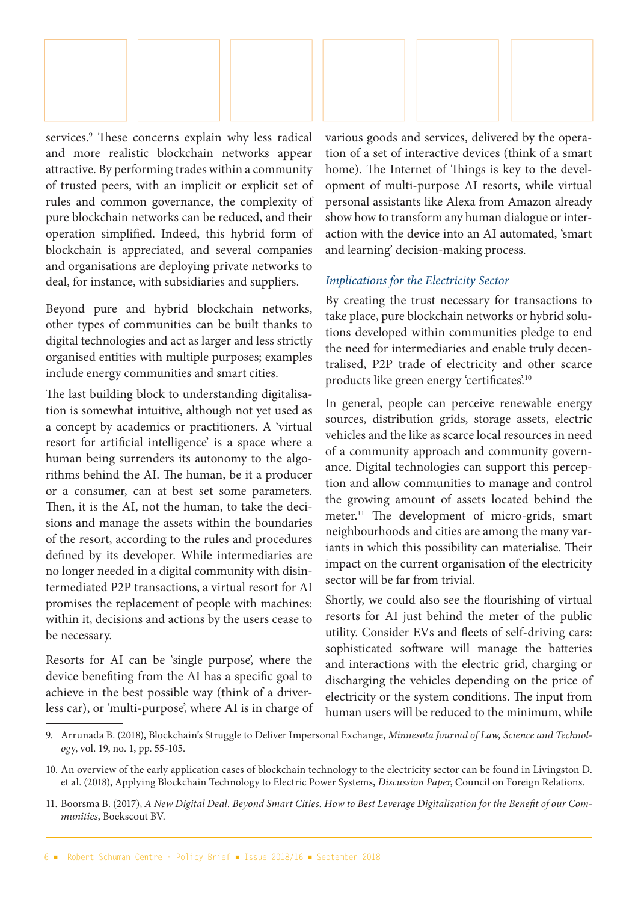services.[9] These concerns explain why less radical and more realistic blockchain networks appear attractive. By performing trades within a community of trusted peers, with an implicit or explicit set of rules and common governance, the complexity of pure blockchain networks can be reduced, and their operation simplified. Indeed, this hybrid form of blockchain is appreciated, and several companies and organisations are deploying private networks to deal, for instance, with subsidiaries and suppliers.

Beyond pure and hybrid blockchain networks, other types of communities can be built thanks to digital technologies and act as larger and less strictly organised entities with multiple purposes; examples include energy communities and smart cities.

The last building block to understanding digitalisation is somewhat intuitive, although not yet used as a concept by academics or practitioners. A 'virtual resort for artificial intelligence' is a space where a human being surrenders its autonomy to the algorithms behind the AI. The human, be it a producer or a consumer, can at best set some parameters. Then, it is the AI, not the human, to take the decisions and manage the assets within the boundaries of the resort, according to the rules and procedures defined by its developer. While intermediaries are no longer needed in a digital community with disintermediated P2P transactions, a virtual resort for AI promises the replacement of people with machines: within it, decisions and actions by the users cease to be necessary.

Resorts for AI can be 'single purpose', where the device benefiting from the AI has a specific goal to achieve in the best possible way (think of a driverless car), or 'multi-purpose', where AI is in charge of various goods and services, delivered by the operation of a set of interactive devices (think of a smart home). The Internet of Things is key to the development of multi-purpose AI resorts, while virtual personal assistants like Alexa from Amazon already show how to transform any human dialogue or interaction with the device into an AI automated, 'smart and learning' decision-making process.

### *Implications for the Electricity Sector*

By creating the trust necessary for transactions to take place, pure blockchain networks or hybrid solutions developed within communities pledge to end the need for intermediaries and enable truly decentralised, P2P trade of electricity and other scarce products like green energy 'certificates'.[10]

In general, people can perceive renewable energy sources, distribution grids, storage assets, electric vehicles and the like as scarce local resources in need of a community approach and community governance. Digital technologies can support this perception and allow communities to manage and control the growing amount of assets located behind the meter.[11] The development of micro-grids, smart neighbourhoods and cities are among the many variants in which this possibility can materialise. Their impact on the current organisation of the electricity sector will be far from trivial.

Shortly, we could also see the flourishing of virtual resorts for AI just behind the meter of the public utility. Consider EVs and fleets of self-driving cars: sophisticated software will manage the batteries and interactions with the electric grid, charging or discharging the vehicles depending on the price of electricity or the system conditions. The input from human users will be reduced to the minimum, while

---

9. Arrunada B. (2018), Blockchain's Struggle to Deliver Impersonal Exchange, *Minnesota Journal of Law, Science and Technology*, vol. 19, no. 1, pp. 55-105.

10. An overview of the early application cases of blockchain technology to the electricity sector can be found in Livingston D. et al. (2018), Applying Blockchain Technology to Electric Power Systems, *Discussion Paper*, Council on Foreign Relations.

11. Boorsma B. (2017), *A New Digital Deal. Beyond Smart Cities. How to Best Leverage Digitalization for the Benefit of our Communities*, Boekscout BV.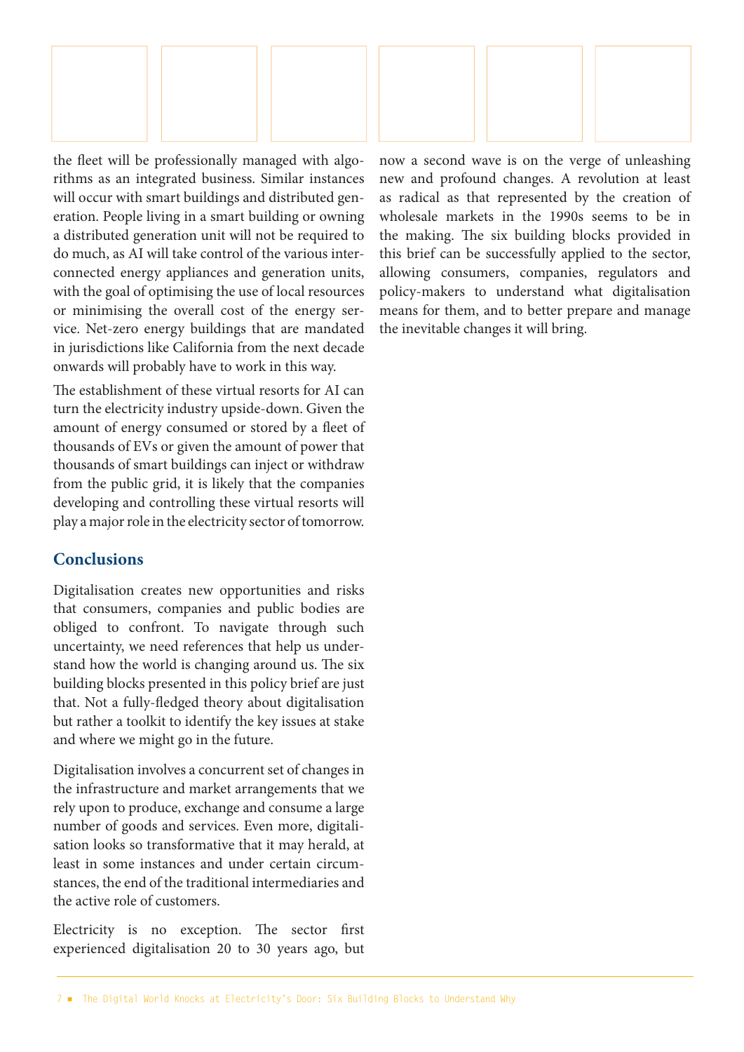the fleet will be professionally managed with algorithms as an integrated business. Similar instances will occur with smart buildings and distributed generation. People living in a smart building or owning a distributed generation unit will not be required to do much, as AI will take control of the various interconnected energy appliances and generation units, with the goal of optimising the use of local resources or minimising the overall cost of the energy service. Net-zero energy buildings that are mandated in jurisdictions like California from the next decade onwards will probably have to work in this way.

The establishment of these virtual resorts for AI can turn the electricity industry upside-down. Given the amount of energy consumed or stored by a fleet of thousands of EVs or given the amount of power that thousands of smart buildings can inject or withdraw from the public grid, it is likely that the companies developing and controlling these virtual resorts will play a major role in the electricity sector of tomorrow.

## Conclusions

Digitalisation creates new opportunities and risks that consumers, companies and public bodies are obliged to confront. To navigate through such uncertainty, we need references that help us understand how the world is changing around us. The six building blocks presented in this policy brief are just that. Not a fully-fledged theory about digitalisation but rather a toolkit to identify the key issues at stake and where we might go in the future.

Digitalisation involves a concurrent set of changes in the infrastructure and market arrangements that we rely upon to produce, exchange and consume a large number of goods and services. Even more, digitalisation looks so transformative that it may herald, at least in some instances and under certain circumstances, the end of the traditional intermediaries and the active role of customers.

Electricity is no exception. The sector first experienced digitalisation 20 to 30 years ago, but now a second wave is on the verge of unleashing new and profound changes. A revolution at least as radical as that represented by the creation of wholesale markets in the 1990s seems to be in the making. The six building blocks provided in this brief can be successfully applied to the sector, allowing consumers, companies, regulators and policy-makers to understand what digitalisation means for them, and to better prepare and manage the inevitable changes it will bring.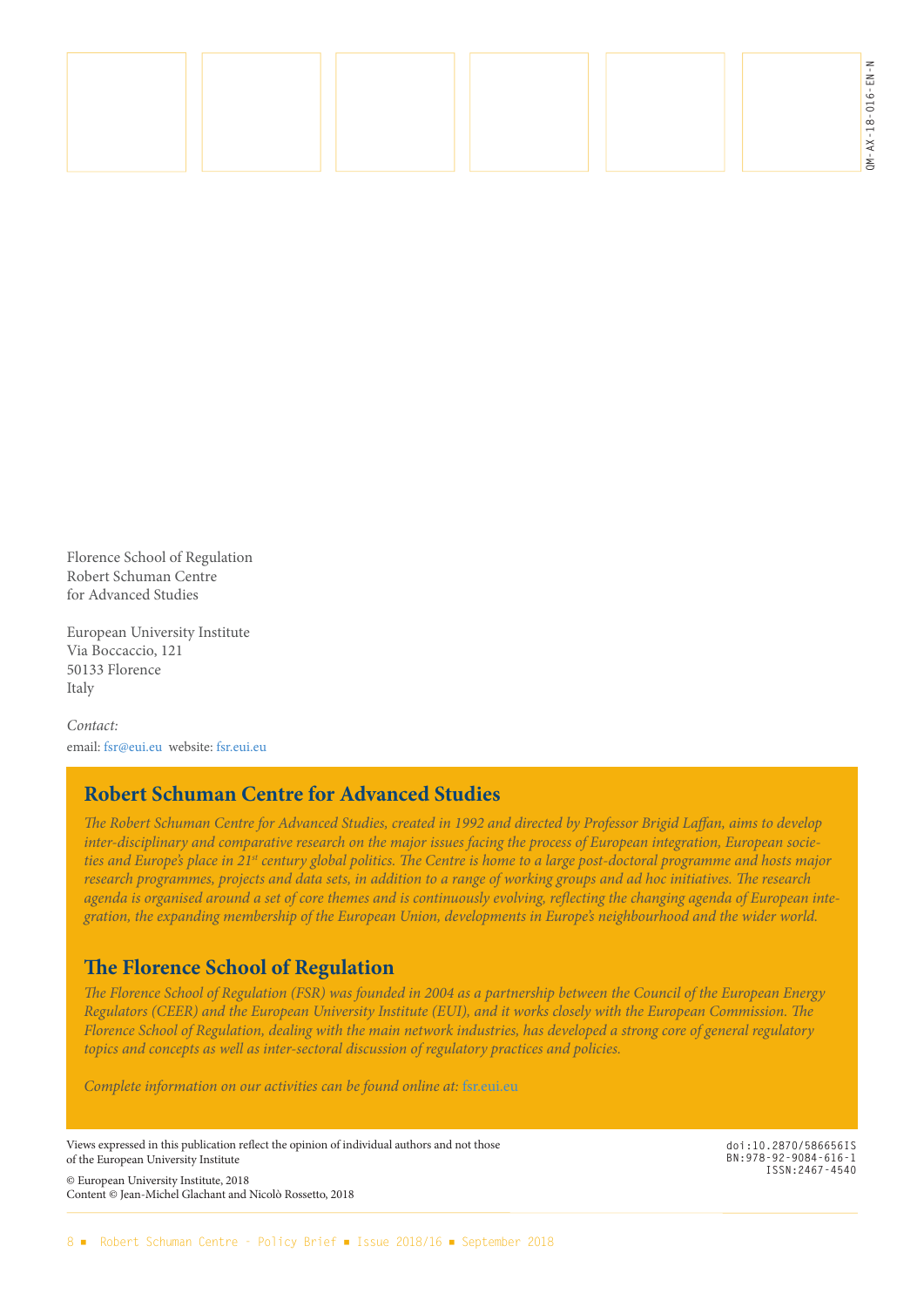QM-AX-18-016-EN-N

Florence School of Regulation
Robert Schuman Centre
for Advanced Studies

European University Institute
Via Boccaccio, 121
50133 Florence
Italy

*Contact:*
email: fsr@eui.eu website: fsr.eui.eu

## Robert Schuman Centre for Advanced Studies

*The Robert Schuman Centre for Advanced Studies, created in 1992 and directed by Professor Brigid Laffan, aims to develop inter-disciplinary and comparative research on the major issues facing the process of European integration, European societies and Europe's place in 21st century global politics. The Centre is home to a large post-doctoral programme and hosts major research programmes, projects and data sets, in addition to a range of working groups and ad hoc initiatives. The research agenda is organised around a set of core themes and is continuously evolving, reflecting the changing agenda of European integration, the expanding membership of the European Union, developments in Europe's neighbourhood and the wider world.*

## The Florence School of Regulation

*The Florence School of Regulation (FSR) was founded in 2004 as a partnership between the Council of the European Energy Regulators (CEER) and the European University Institute (EUI), and it works closely with the European Commission. The Florence School of Regulation, dealing with the main network industries, has developed a strong core of general regulatory topics and concepts as well as inter-sectoral discussion of regulatory practices and policies.*

*Complete information on our activities can be found online at:* fsr.eui.eu

Views expressed in this publication reflect the opinion of individual authors and not those of the European University Institute

© European University Institute, 2018
Content © Jean-Michel Glachant and Nicolò Rossetto, 2018

doi:10.2870/586656
ISBN:978-92-9084-616-1
ISSN:2467-4540